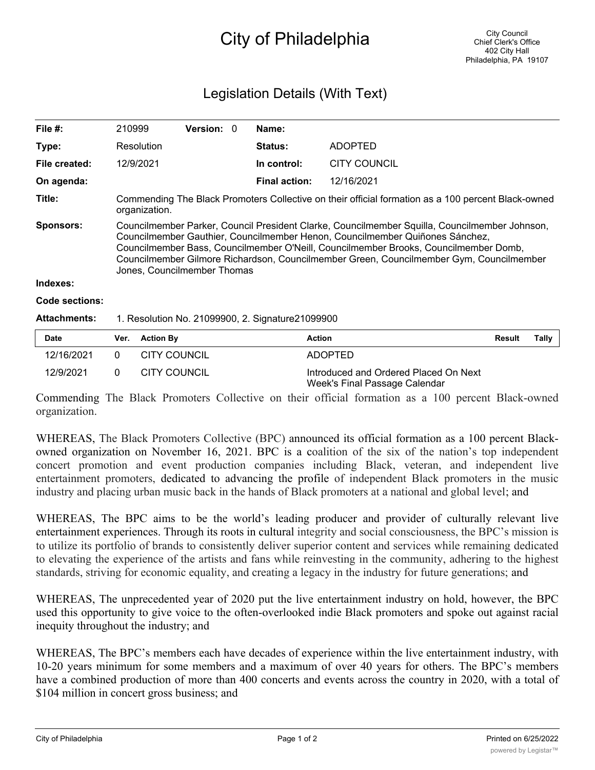# City of Philadelphia

City Council
Chief Clerk's Office
402 City Hall
Philadelphia, PA 19107

## Legislation Details (With Text)

| | | | | | |
|---|---|---|---|---|---|
| **File #:** | 210999 | **Version:** | 0 | **Name:** | |
| **Type:** | Resolution | | | **Status:** | ADOPTED |
| **File created:** | 12/9/2021 | | | **In control:** | CITY COUNCIL |
| **On agenda:** | | | | **Final action:** | 12/16/2021 |

**Title:** Commending The Black Promoters Collective on their official formation as a 100 percent Black-owned organization.

**Sponsors:** Councilmember Parker, Council President Clarke, Councilmember Squilla, Councilmember Johnson, Councilmember Gauthier, Councilmember Henon, Councilmember Quiñones Sánchez, Councilmember Bass, Councilmember O'Neill, Councilmember Brooks, Councilmember Domb, Councilmember Gilmore Richardson, Councilmember Green, Councilmember Gym, Councilmember Jones, Councilmember Thomas

**Indexes:**

**Code sections:**

**Attachments:** 1. Resolution No. 21099900, 2. Signature21099900

| Date | Ver. | Action By | Action | Result | Tally |
|---|---|---|---|---|---|
| 12/16/2021 | 0 | CITY COUNCIL | ADOPTED | | |
| 12/9/2021 | 0 | CITY COUNCIL | Introduced and Ordered Placed On Next Week's Final Passage Calendar | | |

Commending The Black Promoters Collective on their official formation as a 100 percent Black-owned organization.

WHEREAS, The Black Promoters Collective (BPC) announced its official formation as a 100 percent Black-owned organization on November 16, 2021. BPC is a coalition of the six of the nation's top independent concert promotion and event production companies including Black, veteran, and independent live entertainment promoters, dedicated to advancing the profile of independent Black promoters in the music industry and placing urban music back in the hands of Black promoters at a national and global level; and

WHEREAS, The BPC aims to be the world's leading producer and provider of culturally relevant live entertainment experiences. Through its roots in cultural integrity and social consciousness, the BPC's mission is to utilize its portfolio of brands to consistently deliver superior content and services while remaining dedicated to elevating the experience of the artists and fans while reinvesting in the community, adhering to the highest standards, striving for economic equality, and creating a legacy in the industry for future generations; and

WHEREAS, The unprecedented year of 2020 put the live entertainment industry on hold, however, the BPC used this opportunity to give voice to the often-overlooked indie Black promoters and spoke out against racial inequity throughout the industry; and

WHEREAS, The BPC's members each have decades of experience within the live entertainment industry, with 10-20 years minimum for some members and a maximum of over 40 years for others. The BPC's members have a combined production of more than 400 concerts and events across the country in 2020, with a total of $104 million in concert gross business; and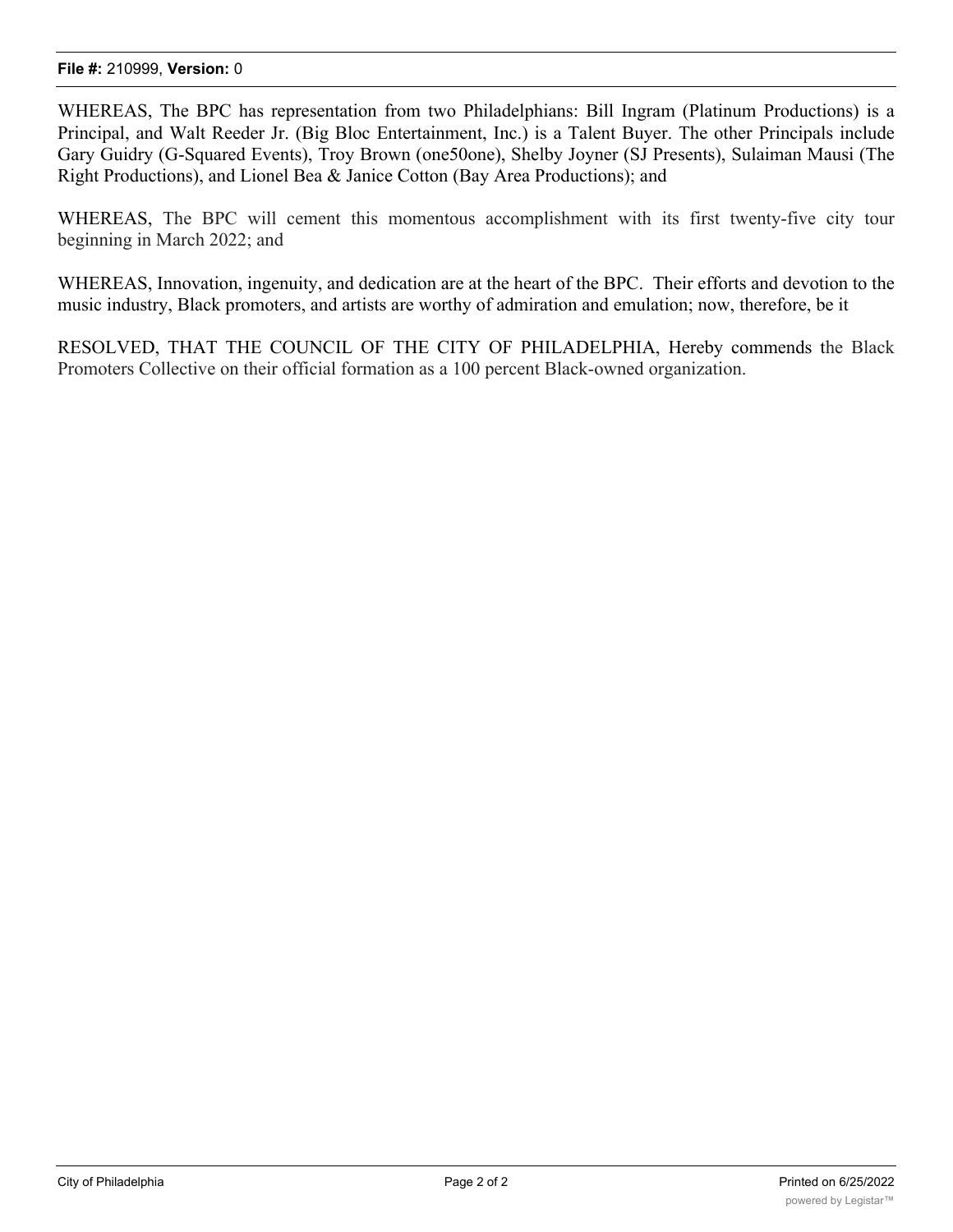WHEREAS, The BPC has representation from two Philadelphians: Bill Ingram (Platinum Productions) is a Principal, and Walt Reeder Jr. (Big Bloc Entertainment, Inc.) is a Talent Buyer. The other Principals include Gary Guidry (G-Squared Events), Troy Brown (one50one), Shelby Joyner (SJ Presents), Sulaiman Mausi (The Right Productions), and Lionel Bea & Janice Cotton (Bay Area Productions); and

WHEREAS, The BPC will cement this momentous accomplishment with its first twenty-five city tour beginning in March 2022; and

WHEREAS, Innovation, ingenuity, and dedication are at the heart of the BPC. Their efforts and devotion to the music industry, Black promoters, and artists are worthy of admiration and emulation; now, therefore, be it

RESOLVED, THAT THE COUNCIL OF THE CITY OF PHILADELPHIA, Hereby commends the Black Promoters Collective on their official formation as a 100 percent Black-owned organization.